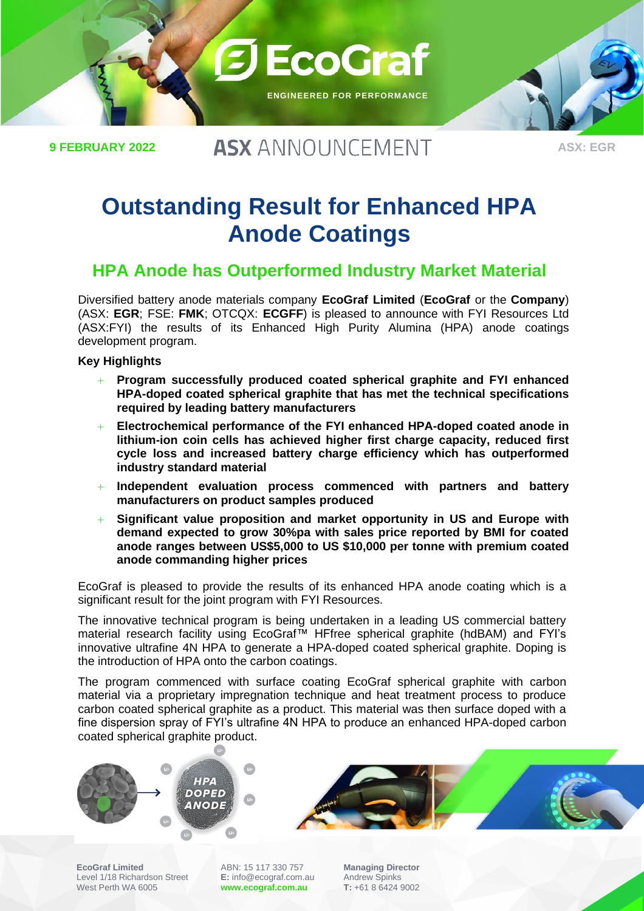9 FEBRUARY 2022

**ASX** ANNOUNCEMENT

ASX: EGR

# Outstanding Result for Enhanced HPA Anode Coatings

## HPA Anode has Outperformed Industry Market Material

Diversified battery anode materials company **EcoGraf Limited** (**EcoGraf** or the **Company**) (ASX: **EGR**; FSE: **FMK**; OTCQX: **ECGFF**) is pleased to announce with FYI Resources Ltd (ASX:FYI) the results of its Enhanced High Purity Alumina (HPA) anode coatings development program.

**Key Highlights**

- **Program successfully produced coated spherical graphite and FYI enhanced HPA-doped coated spherical graphite that has met the technical specifications required by leading battery manufacturers**
- **Electrochemical performance of the FYI enhanced HPA-doped coated anode in lithium-ion coin cells has achieved higher first charge capacity, reduced first cycle loss and increased battery charge efficiency which has outperformed industry standard material**
- **Independent evaluation process commenced with partners and battery manufacturers on product samples produced**
- **Significant value proposition and market opportunity in US and Europe with demand expected to grow 30%pa with sales price reported by BMI for coated anode ranges between US$5,000 to US $10,000 per tonne with premium coated anode commanding higher prices**

EcoGraf is pleased to provide the results of its enhanced HPA anode coating which is a significant result for the joint program with FYI Resources.

The innovative technical program is being undertaken in a leading US commercial battery material research facility using EcoGraf™ HFfree spherical graphite (hdBAM) and FYI's innovative ultrafine 4N HPA to generate a HPA-doped coated spherical graphite. Doping is the introduction of HPA onto the carbon coatings.

The program commenced with surface coating EcoGraf spherical graphite with carbon material via a proprietary impregnation technique and heat treatment process to produce carbon coated spherical graphite as a product. This material was then surface doped with a fine dispersion spray of FYI's ultrafine 4N HPA to produce an enhanced HPA-doped carbon coated spherical graphite product.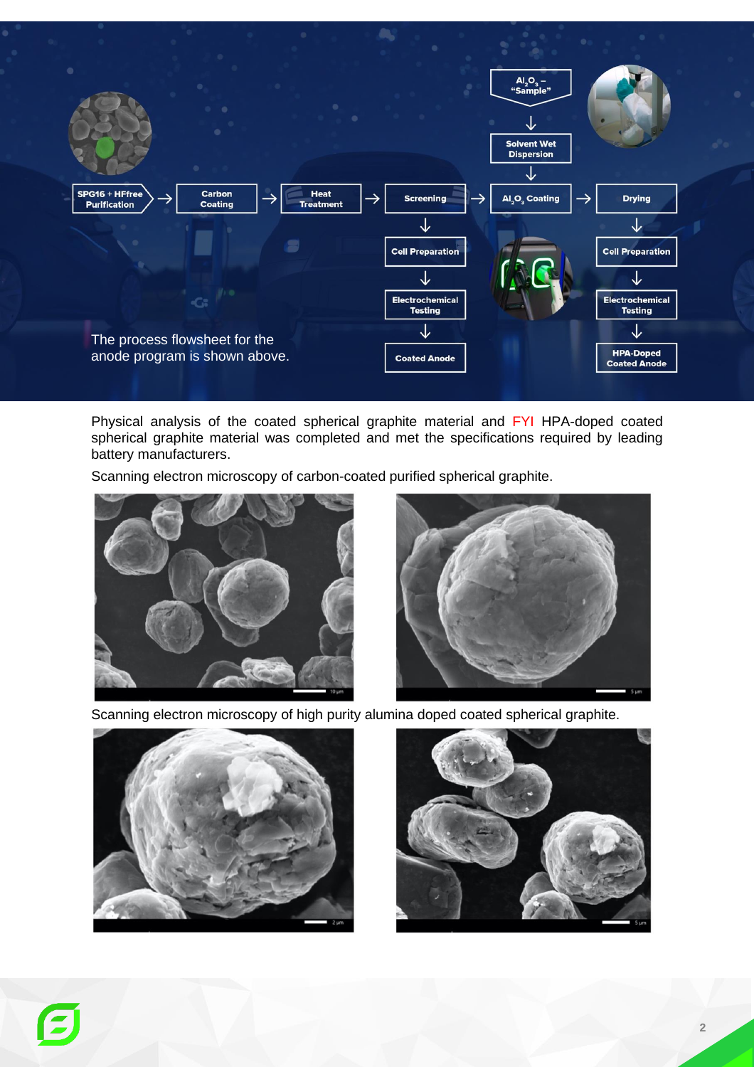$Al_2O_3$ – "Sample"

Solvent Wet Dispersion

SPG16 + HFfree Purification → Carbon Coating → Heat Treatment → Screening → $Al_2O_3$ Coating → Drying

Screening → Cell Preparation → Electrochemical Testing → Coated Anode

Drying → Cell Preparation → Electrochemical Testing → HPA-Doped Coated Anode

The process flowsheet for the anode program is shown above.

Physical analysis of the coated spherical graphite material and FYI HPA-doped coated spherical graphite material was completed and met the specifications required by leading battery manufacturers.

Scanning electron microscopy of carbon-coated purified spherical graphite.

Scanning electron microscopy of high purity alumina doped coated spherical graphite.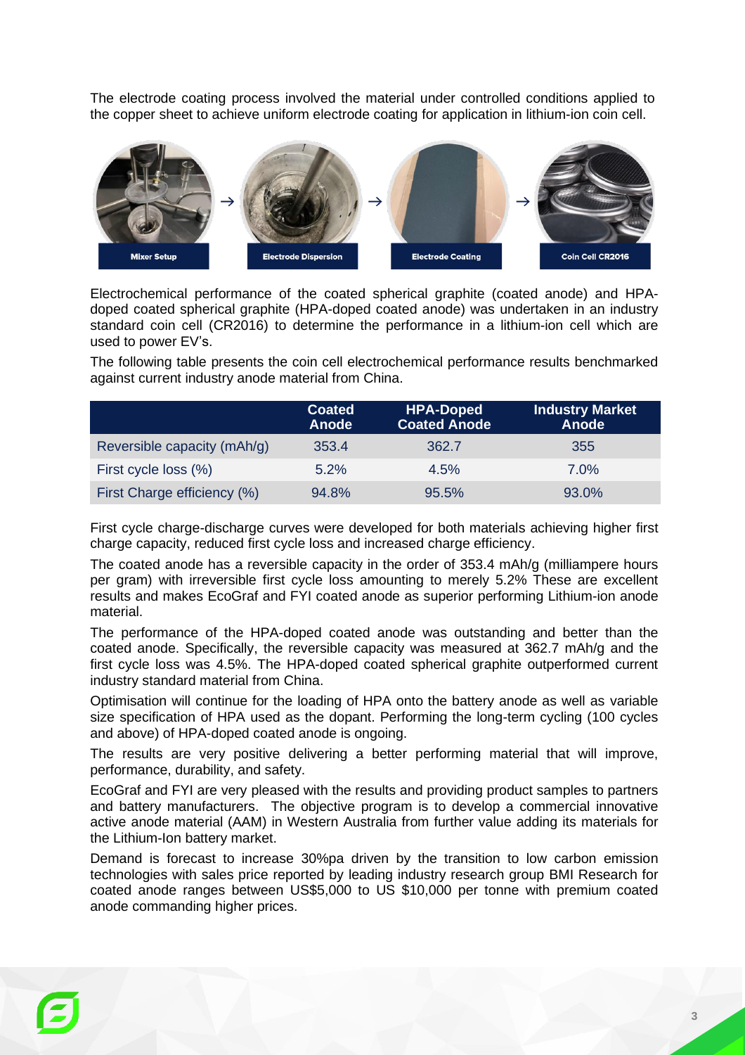The electrode coating process involved the material under controlled conditions applied to the copper sheet to achieve uniform electrode coating for application in lithium-ion coin cell.

Mixer Setup → Electrode Dispersion → Electrode Coating → Coin Cell CR2016

Electrochemical performance of the coated spherical graphite (coated anode) and HPA-doped coated spherical graphite (HPA-doped coated anode) was undertaken in an industry standard coin cell (CR2016) to determine the performance in a lithium-ion cell which are used to power EV's.

The following table presents the coin cell electrochemical performance results benchmarked against current industry anode material from China.

| | Coated Anode | HPA-Doped Coated Anode | Industry Market Anode |
|---|---|---|---|
| Reversible capacity (mAh/g) | 353.4 | 362.7 | 355 |
| First cycle loss (%) | 5.2% | 4.5% | 7.0% |
| First Charge efficiency (%) | 94.8% | 95.5% | 93.0% |

First cycle charge-discharge curves were developed for both materials achieving higher first charge capacity, reduced first cycle loss and increased charge efficiency.

The coated anode has a reversible capacity in the order of 353.4 mAh/g (milliampere hours per gram) with irreversible first cycle loss amounting to merely 5.2% These are excellent results and makes EcoGraf and FYI coated anode as superior performing Lithium-ion anode material.

The performance of the HPA-doped coated anode was outstanding and better than the coated anode. Specifically, the reversible capacity was measured at 362.7 mAh/g and the first cycle loss was 4.5%. The HPA-doped coated spherical graphite outperformed current industry standard material from China.

Optimisation will continue for the loading of HPA onto the battery anode as well as variable size specification of HPA used as the dopant. Performing the long-term cycling (100 cycles and above) of HPA-doped coated anode is ongoing.

The results are very positive delivering a better performing material that will improve, performance, durability, and safety.

EcoGraf and FYI are very pleased with the results and providing product samples to partners and battery manufacturers. The objective program is to develop a commercial innovative active anode material (AAM) in Western Australia from further value adding its materials for the Lithium-Ion battery market.

Demand is forecast to increase 30%pa driven by the transition to low carbon emission technologies with sales price reported by leading industry research group BMI Research for coated anode ranges between US$5,000 to US $10,000 per tonne with premium coated anode commanding higher prices.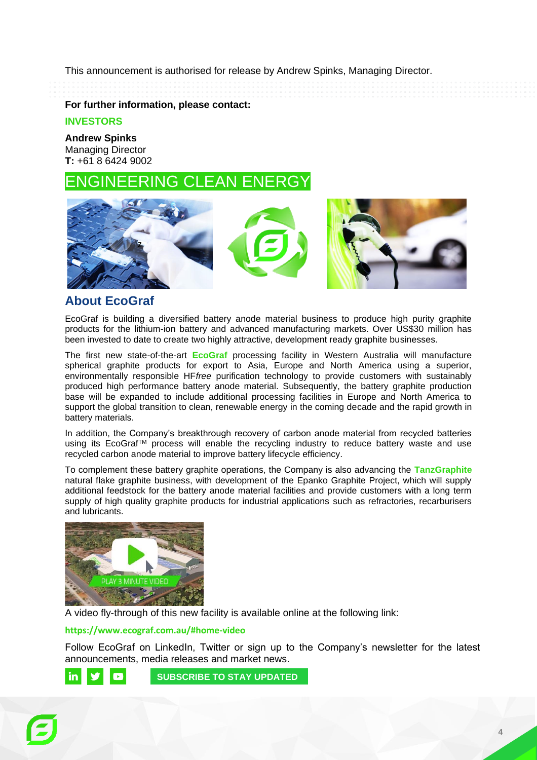This announcement is authorised for release by Andrew Spinks, Managing Director.

**For further information, please contact:**

**INVESTORS**

**Andrew Spinks**
Managing Director
**T:** +61 8 6424 9002

## ENGINEERING CLEAN ENERGY

## About EcoGraf

EcoGraf is building a diversified battery anode material business to produce high purity graphite products for the lithium-ion battery and advanced manufacturing markets. Over US$30 million has been invested to date to create two highly attractive, development ready graphite businesses.

The first new state-of-the-art **EcoGraf** processing facility in Western Australia will manufacture spherical graphite products for export to Asia, Europe and North America using a superior, environmentally responsible HF*free* purification technology to provide customers with sustainably produced high performance battery anode material. Subsequently, the battery graphite production base will be expanded to include additional processing facilities in Europe and North America to support the global transition to clean, renewable energy in the coming decade and the rapid growth in battery materials.

In addition, the Company's breakthrough recovery of carbon anode material from recycled batteries using its EcoGraf™ process will enable the recycling industry to reduce battery waste and use recycled carbon anode material to improve battery lifecycle efficiency.

To complement these battery graphite operations, the Company is also advancing the **TanzGraphite** natural flake graphite business, with development of the Epanko Graphite Project, which will supply additional feedstock for the battery anode material facilities and provide customers with a long term supply of high quality graphite products for industrial applications such as refractories, recarburisers and lubricants.

PLAY 3 MINUTE VIDEO

A video fly-through of this new facility is available online at the following link:

**https://www.ecograf.com.au/#home-video**

Follow EcoGraf on LinkedIn, Twitter or sign up to the Company's newsletter for the latest announcements, media releases and market news.

**SUBSCRIBE TO STAY UPDATED**